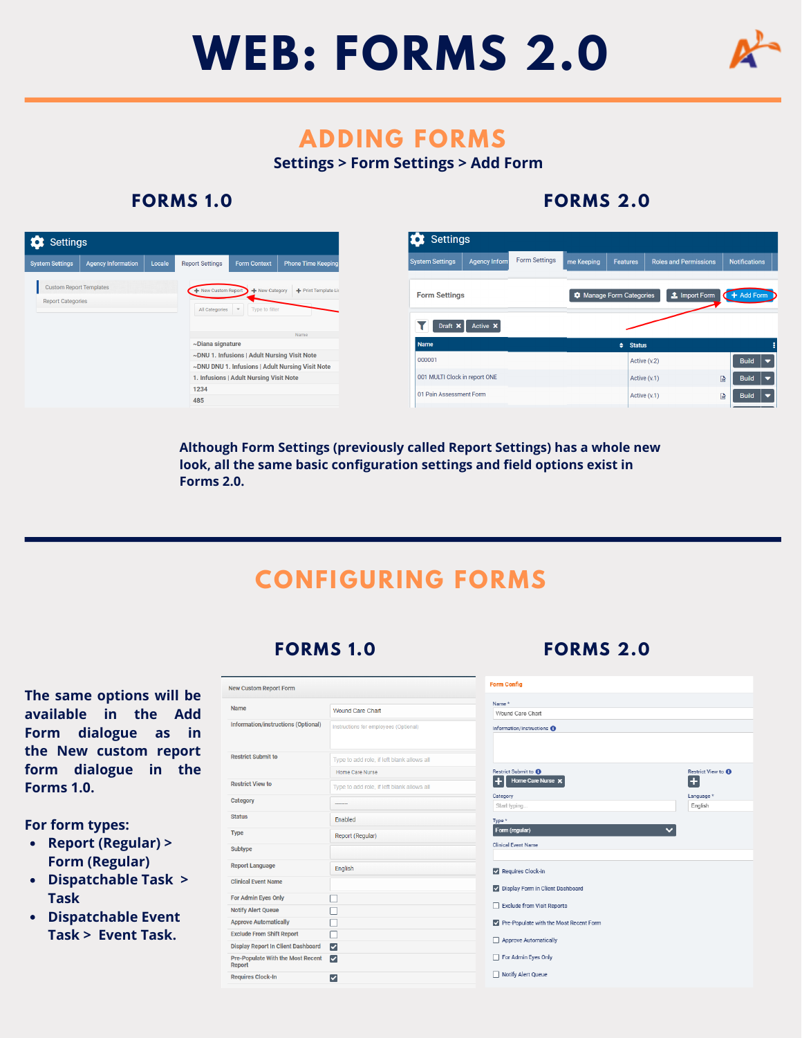# WEB: FORMS 2.0

## ADDING FORMS

**Settings > Form Settings > Add Form**

### FORMS 1.0

### FORMS 2.0

Although Form Settings (previously called Report Settings) has a whole new look, all the same basic configuration settings and field options exist in Forms 2.0.

## CONFIGURING FORMS

### FORMS 1.0

### FORMS 2.0

The same options will be available in the Add Form dialogue as in the New custom report form dialogue in the Forms 1.0.

For form types:

- Report (Regular) > Form (Regular)
- Dispatchable Task > Task
- Dispatchable Event Task > Event Task.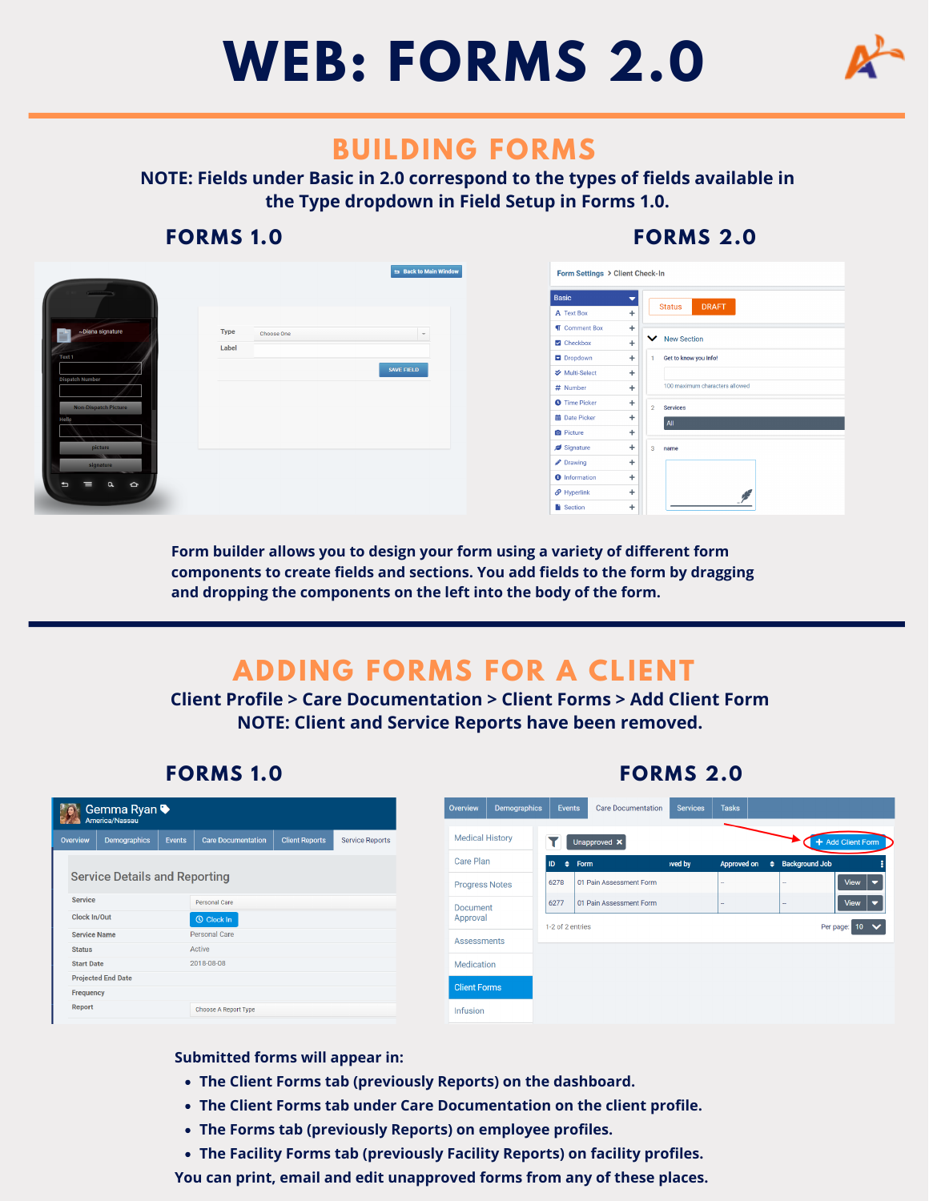# WEB: FORMS 2.0

## BUILDING FORMS

**NOTE: Fields under Basic in 2.0 correspond to the types of fields available in the Type dropdown in Field Setup in Forms 1.0.**

### FORMS 1.0

### FORMS 2.0

Form builder allows you to design your form using a variety of different form components to create fields and sections. You add fields to the form by dragging and dropping the components on the left into the body of the form.

## ADDING FORMS FOR A CLIENT

**Client Profile > Care Documentation > Client Forms > Add Client Form**

**NOTE: Client and Service Reports have been removed.**

### FORMS 1.0

### FORMS 2.0

Submitted forms will appear in:

- The Client Forms tab (previously Reports) on the dashboard.
- The Client Forms tab under Care Documentation on the client profile.
- The Forms tab (previously Reports) on employee profiles.
- The Facility Forms tab (previously Facility Reports) on facility profiles.

You can print, email and edit unapproved forms from any of these places.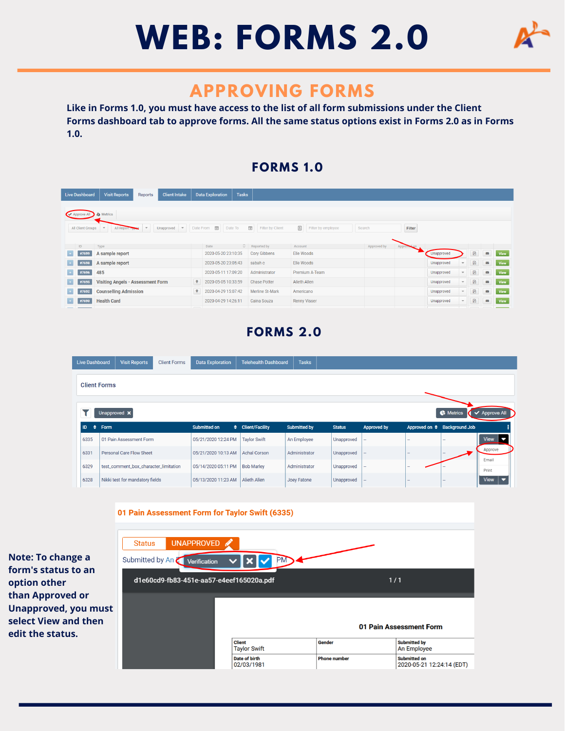# WEB: FORMS 2.0

## APPROVING FORMS

**Like in Forms 1.0, you must have access to the list of all form submissions under the Client Forms dashboard tab to approve forms. All the same status options exist in Forms 2.0 as in Forms 1.0.**

### FORMS 1.0

### FORMS 2.0

**Note: To change a form's status to an option other than Approved or Unapproved, you must select View and then edit the status.**